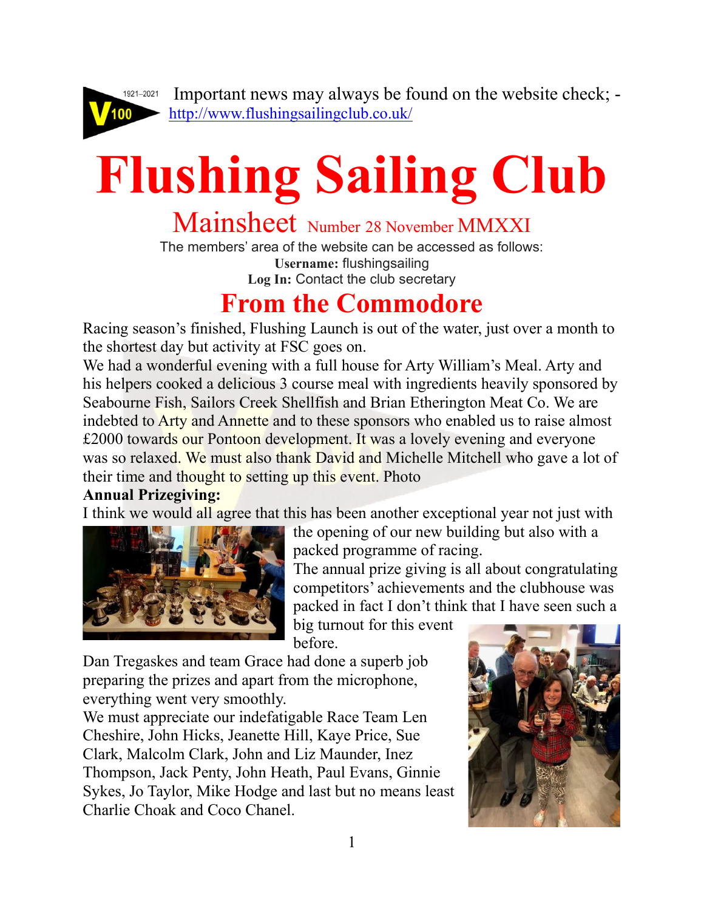Important news may always be found on the website check; - [http://www.flushingsailingclub.co.uk/](http://www.flushingsailingclub.co.uk/)

# Flushing Sailing Club

## Mainsheet Number 28 November MMXXI

The members' area of the website can be accessed as follows:
**Username:** flushingsailing
**Log In:** Contact the club secretary

## From the Commodore

Racing season's finished, Flushing Launch is out of the water, just over a month to the shortest day but activity at FSC goes on.

We had a wonderful evening with a full house for Arty William's Meal. Arty and his helpers cooked a delicious 3 course meal with ingredients heavily sponsored by Seabourne Fish, Sailors Creek Shellfish and Brian Etherington Meat Co. We are indebted to Arty and Annette and to these sponsors who enabled us to raise almost £2000 towards our Pontoon development. It was a lovely evening and everyone was so relaxed. We must also thank David and Michelle Mitchell who gave a lot of their time and thought to setting up this event. Photo

**Annual Prizegiving:**

I think we would all agree that this has been another exceptional year not just with the opening of our new building but also with a packed programme of racing.

The annual prize giving is all about congratulating competitors' achievements and the clubhouse was packed in fact I don't think that I have seen such a big turnout for this event before.

Dan Tregaskes and team Grace had done a superb job preparing the prizes and apart from the microphone, everything went very smoothly.

We must appreciate our indefatigable Race Team Len Cheshire, John Hicks, Jeanette Hill, Kaye Price, Sue Clark, Malcolm Clark, John and Liz Maunder, Inez Thompson, Jack Penty, John Heath, Paul Evans, Ginnie Sykes, Jo Taylor, Mike Hodge and last but no means least Charlie Choak and Coco Chanel.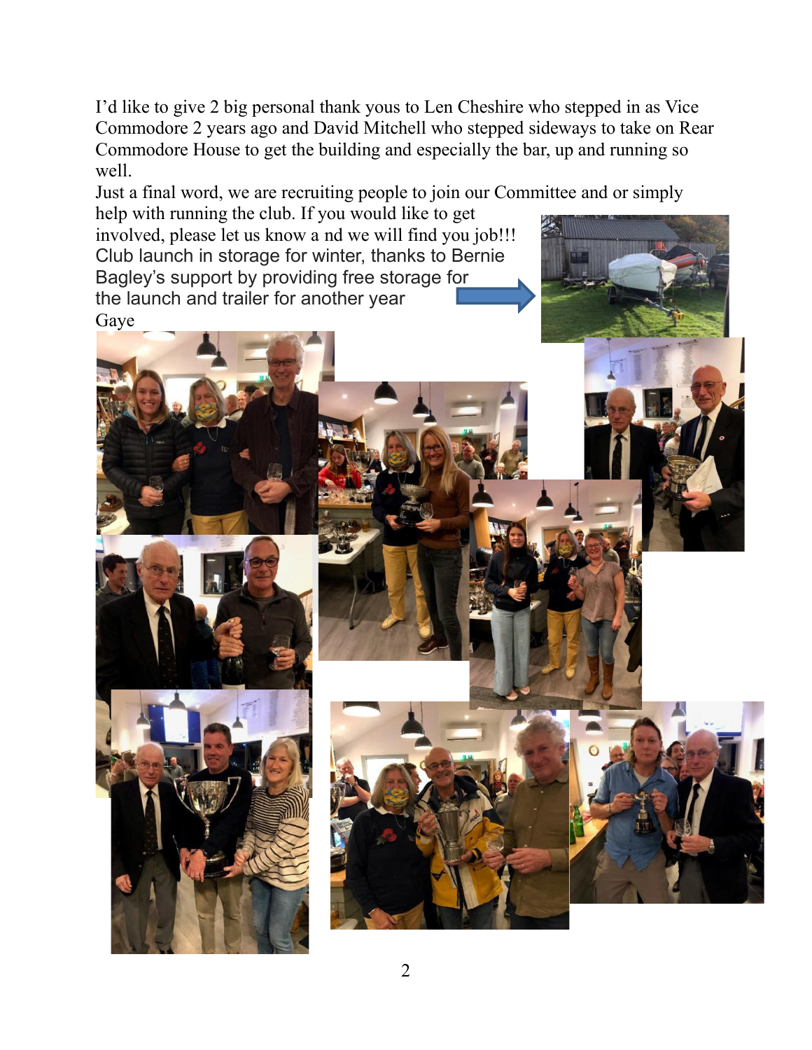I'd like to give 2 big personal thank yous to Len Cheshire who stepped in as Vice Commodore 2 years ago and David Mitchell who stepped sideways to take on Rear Commodore House to get the building and especially the bar, up and running so well.

Just a final word, we are recruiting people to join our Committee and or simply help with running the club. If you would like to get involved, please let us know a nd we will find you job!!!

Club launch in storage for winter, thanks to Bernie Bagley's support by providing free storage for the launch and trailer for another year

Gaye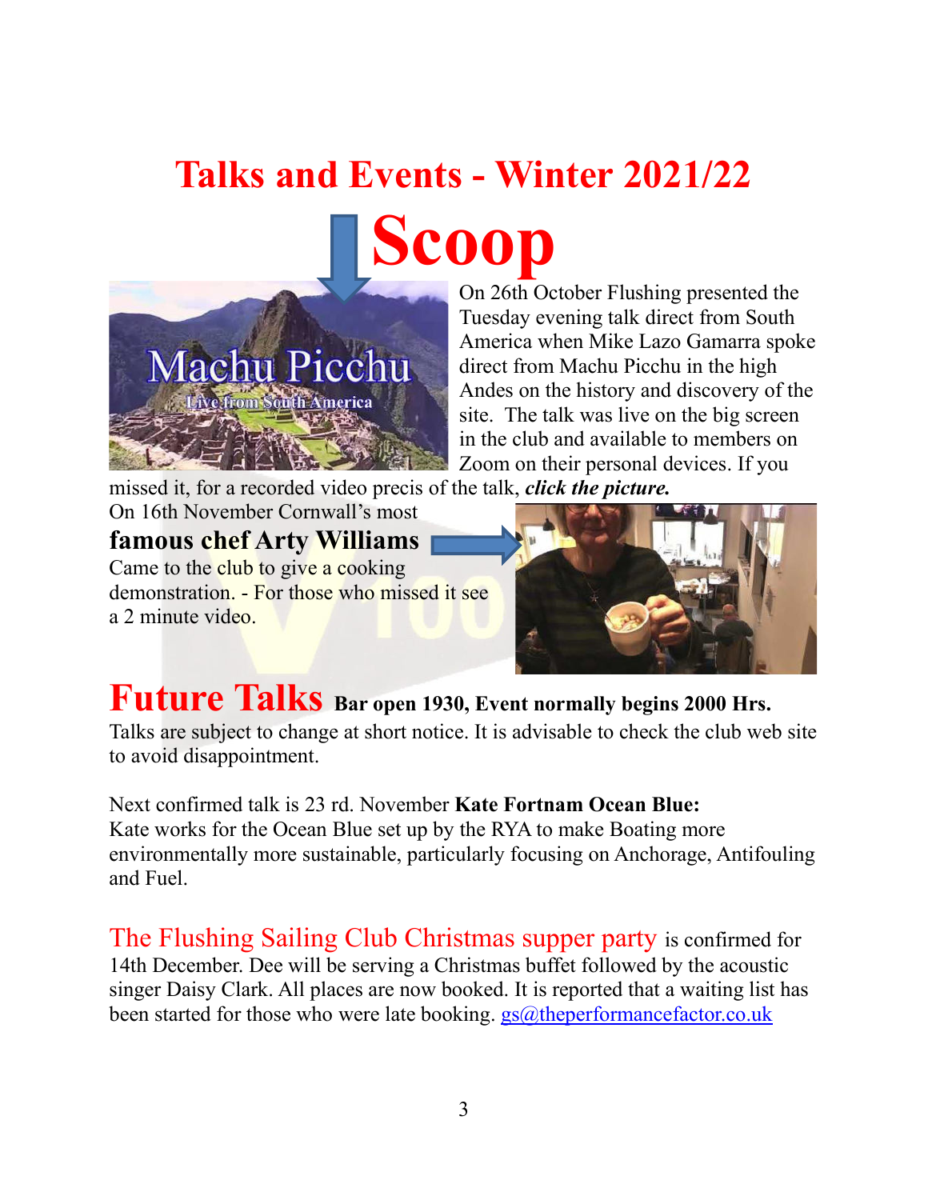# Talks and Events - Winter 2021/22

## Scoop

On 26th October Flushing presented the Tuesday evening talk direct from South America when Mike Lazo Gamarra spoke direct from Machu Picchu in the high Andes on the history and discovery of the site. The talk was live on the big screen in the club and available to members on Zoom on their personal devices. If you missed it, for a recorded video precis of the talk, ***click the picture.***

On 16th November Cornwall's most **famous chef Arty Williams** Came to the club to give a cooking demonstration. - For those who missed it see a 2 minute video.

## Future Talks **Bar open 1930, Event normally begins 2000 Hrs.**

Talks are subject to change at short notice. It is advisable to check the club web site to avoid disappointment.

Next confirmed talk is 23 rd. November **Kate Fortnam Ocean Blue:** Kate works for the Ocean Blue set up by the RYA to make Boating more environmentally more sustainable, particularly focusing on Anchorage, Antifouling and Fuel.

The Flushing Sailing Club Christmas supper party is confirmed for 14th December. Dee will be serving a Christmas buffet followed by the acoustic singer Daisy Clark. All places are now booked. It is reported that a waiting list has been started for those who were late booking. gs@theperformancefactor.co.uk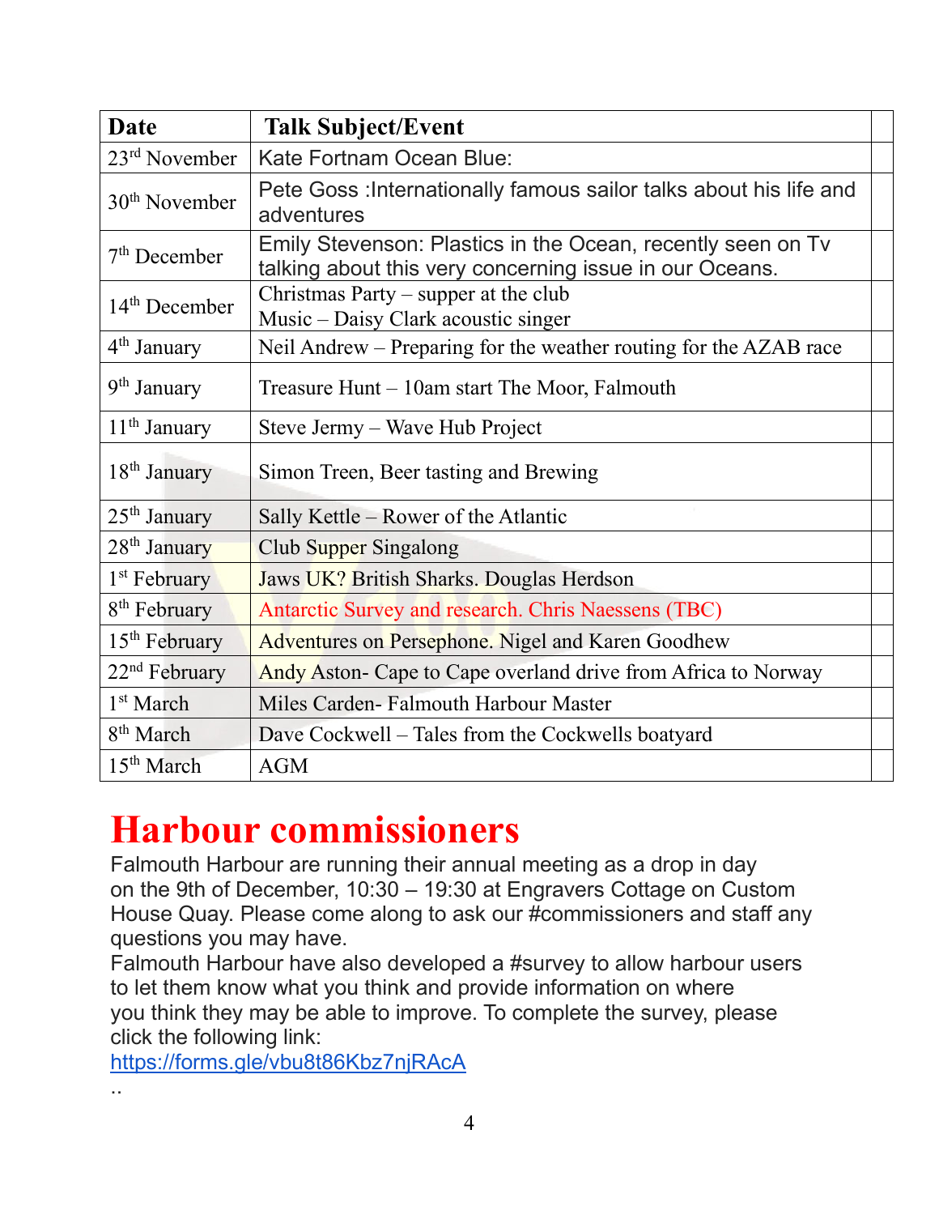| Date | Talk Subject/Event |
|---|---|
| 23rd November | Kate Fortnam Ocean Blue: |
| 30th November | Pete Goss :Internationally famous sailor talks about his life and adventures |
| 7th December | Emily Stevenson: Plastics in the Ocean, recently seen on Tv talking about this very concerning issue in our Oceans. |
| 14th December | Christmas Party – supper at the club<br>Music – Daisy Clark acoustic singer |
| 4th January | Neil Andrew – Preparing for the weather routing for the AZAB race |
| 9th January | Treasure Hunt – 10am start The Moor, Falmouth |
| 11th January | Steve Jermy – Wave Hub Project |
| 18th January | Simon Treen, Beer tasting and Brewing |
| 25th January | Sally Kettle – Rower of the Atlantic |
| 28th January | Club Supper Singalong |
| 1st February | Jaws UK? British Sharks. Douglas Herdson |
| 8th February | Antarctic Survey and research. Chris Naessens (TBC) |
| 15th February | Adventures on Persephone. Nigel and Karen Goodhew |
| 22nd February | Andy Aston- Cape to Cape overland drive from Africa to Norway |
| 1st March | Miles Carden- Falmouth Harbour Master |
| 8th March | Dave Cockwell – Tales from the Cockwells boatyard |
| 15th March | AGM |

# Harbour commissioners

Falmouth Harbour are running their annual meeting as a drop in day on the 9th of December, 10:30 – 19:30 at Engravers Cottage on Custom House Quay. Please come along to ask our #commissioners and staff any questions you may have.

Falmouth Harbour have also developed a #survey to allow harbour users to let them know what you think and provide information on where you think they may be able to improve. To complete the survey, please click the following link:

https://forms.gle/vbu8t86Kbz7njRAcA

..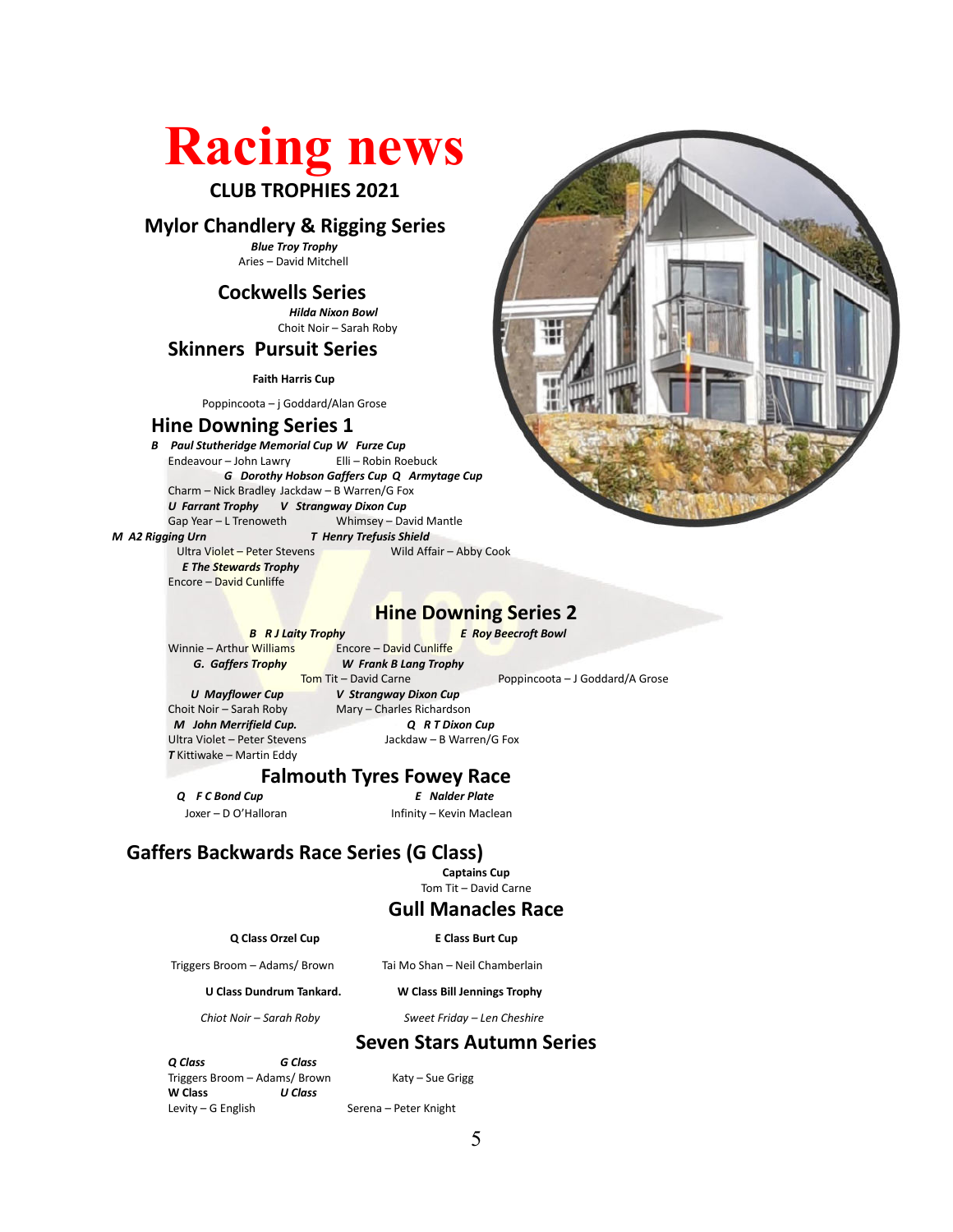# Racing news

## CLUB TROPHIES 2021

### Mylor Chandlery & Rigging Series

***Blue Troy Trophy***
Aries – David Mitchell

### Cockwells Series

***Hilda Nixon Bowl***
Choit Noir – Sarah Roby

### Skinners Pursuit Series

**Faith Harris Cup**

Poppincoota – j Goddard/Alan Grose

### Hine Downing Series 1

***B Paul Stutheridge Memorial Cup***
Endeavour – John Lawry

***W Furze Cup***
Elli – Robin Roebuck

***G Dorothy Hobson Gaffers Cup***
Charm – Nick Bradley

***Q Armytage Cup***
Jackdaw – B Warren/G Fox

***U Farrant Trophy***
Gap Year – L Trenoweth

***V Strangway Dixon Cup***
Whimsey – David Mantle

***M A2 Rigging Urn***
Ultra Violet – Peter Stevens

***T Henry Trefusis Shield***
Wild Affair – Abby Cook

***E The Stewards Trophy***
Encore – David Cunliffe

### Hine Downing Series 2

***B R J Laity Trophy***
Winnie – Arthur Williams

***E Roy Beecroft Bowl***
Encore – David Cunliffe

***G. Gaffers Trophy***
Tom Tit – David Carne

***W Frank B Lang Trophy***
Poppincoota – J Goddard/A Grose

***U Mayflower Cup***
Choit Noir – Sarah Roby

***V Strangway Dixon Cup***
Mary – Charles Richardson

***M John Merrifield Cup.***
Ultra Violet – Peter Stevens

***Q R T Dixon Cup***
Jackdaw – B Warren/G Fox

***T*** Kittiwake – Martin Eddy

### Falmouth Tyres Fowey Race

***Q F C Bond Cup***
Joxer – D O'Halloran

***E Nalder Plate***
Infinity – Kevin Maclean

### Gaffers Backwards Race Series (G Class)

**Captains Cup**
Tom Tit – David Carne

### Gull Manacles Race

**Q Class Orzel Cup**

Triggers Broom – Adams/ Brown

**E Class Burt Cup**

Tai Mo Shan – Neil Chamberlain

**U Class Dundrum Tankard.**

*Chiot Noir – Sarah Roby*

**W Class Bill Jennings Trophy**

*Sweet Friday – Len Cheshire*

### Seven Stars Autumn Series

***Q Class***
Triggers Broom – Adams/ Brown

***G Class***
Katy – Sue Grigg

**W Class**
Levity – G English

***U Class***
Serena – Peter Knight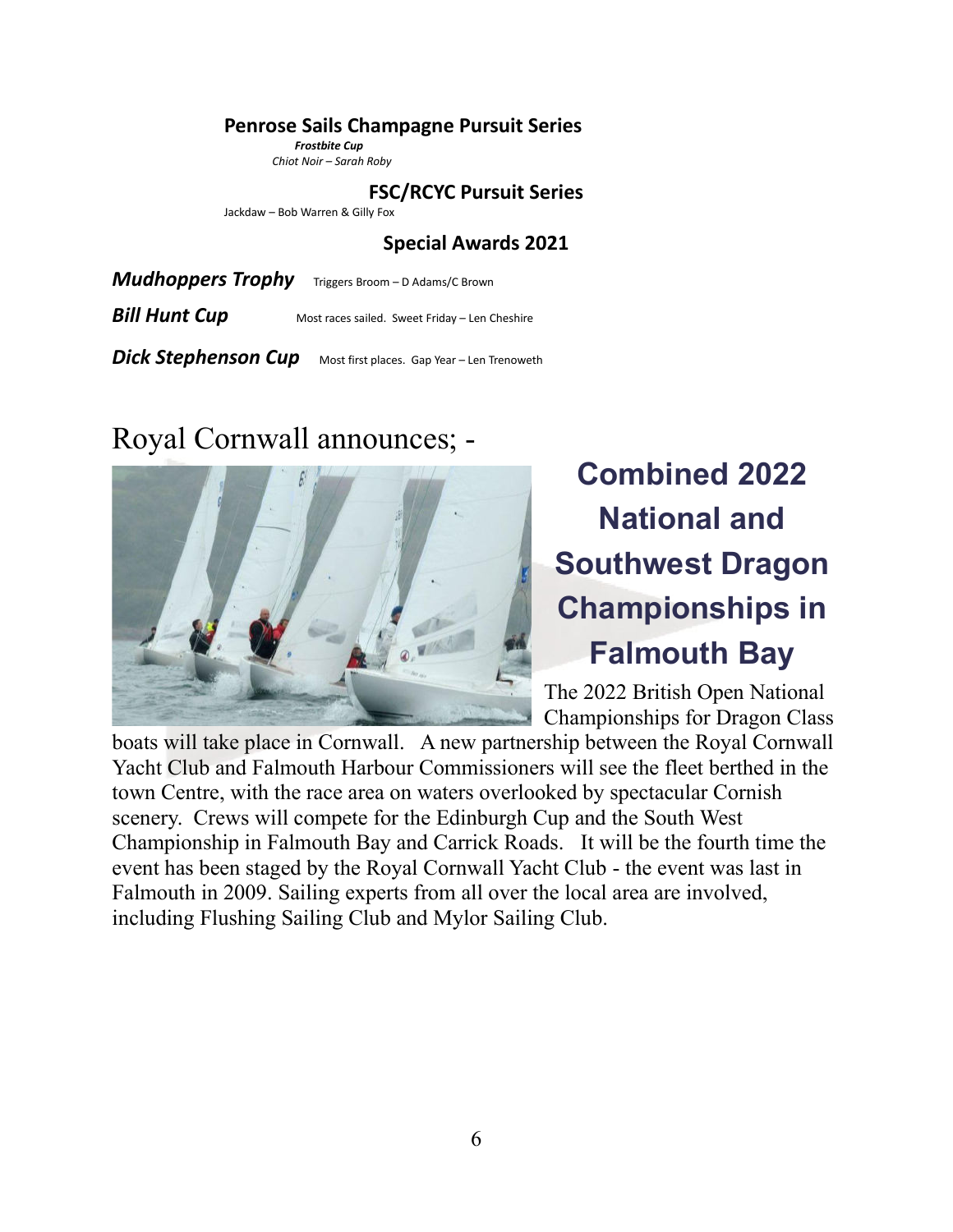### Penrose Sails Champagne Pursuit Series

***Frostbite Cup***

*Chiot Noir – Sarah Roby*

### FSC/RCYC Pursuit Series

Jackdaw – Bob Warren & Gilly Fox

### Special Awards 2021

***Mudhoppers Trophy*** Triggers Broom – D Adams/C Brown

***Bill Hunt Cup*** Most races sailed. Sweet Friday – Len Cheshire

***Dick Stephenson Cup*** Most first places. Gap Year – Len Trenoweth

Royal Cornwall announces; -

## Combined 2022 National and Southwest Dragon Championships in Falmouth Bay

The 2022 British Open National Championships for Dragon Class boats will take place in Cornwall. A new partnership between the Royal Cornwall Yacht Club and Falmouth Harbour Commissioners will see the fleet berthed in the town Centre, with the race area on waters overlooked by spectacular Cornish scenery. Crews will compete for the Edinburgh Cup and the South West Championship in Falmouth Bay and Carrick Roads. It will be the fourth time the event has been staged by the Royal Cornwall Yacht Club - the event was last in Falmouth in 2009. Sailing experts from all over the local area are involved, including Flushing Sailing Club and Mylor Sailing Club.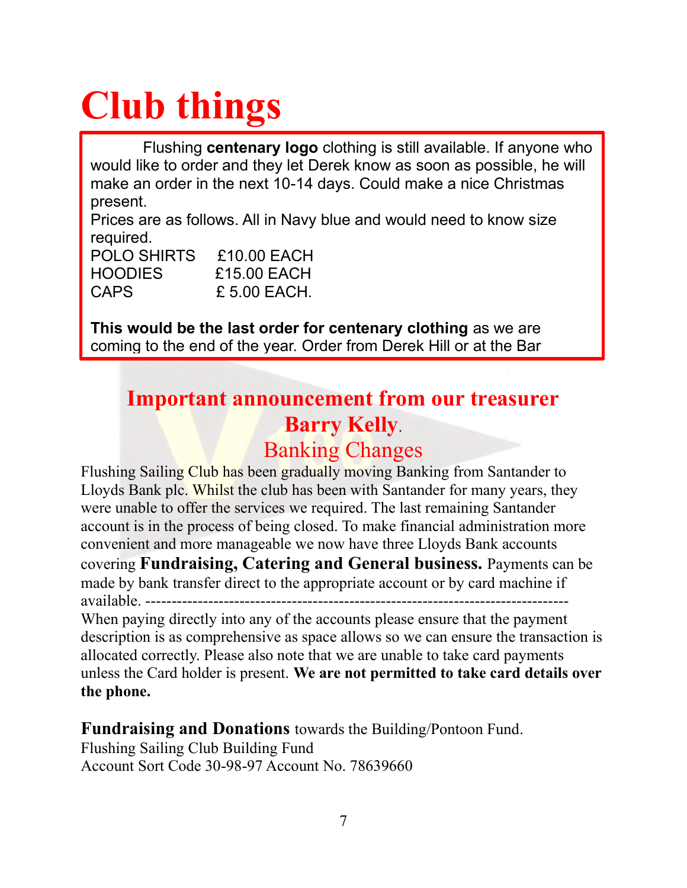# Club things

Flushing **centenary logo** clothing is still available. If anyone who would like to order and they let Derek know as soon as possible, he will make an order in the next 10-14 days. Could make a nice Christmas present.

Prices are as follows. All in Navy blue and would need to know size required.

| | |
|---|---|
| POLO SHIRTS | £10.00 EACH |
| HOODIES | £15.00 EACH |
| CAPS | £ 5.00 EACH. |

**This would be the last order for centenary clothing** as we are coming to the end of the year. Order from Derek Hill or at the Bar

## Important announcement from our treasurer Barry Kelly.

### Banking Changes

Flushing Sailing Club has been gradually moving Banking from Santander to Lloyds Bank plc. Whilst the club has been with Santander for many years, they were unable to offer the services we required. The last remaining Santander account is in the process of being closed. To make financial administration more convenient and more manageable we now have three Lloyds Bank accounts covering **Fundraising, Catering and General business.** Payments can be made by bank transfer direct to the appropriate account or by card machine if available. ---------------------------------------------------------------------------------

When paying directly into any of the accounts please ensure that the payment description is as comprehensive as space allows so we can ensure the transaction is allocated correctly. Please also note that we are unable to take card payments unless the Card holder is present. **We are not permitted to take card details over the phone.**

**Fundraising and Donations** towards the Building/Pontoon Fund.
Flushing Sailing Club Building Fund
Account Sort Code 30-98-97 Account No. 78639660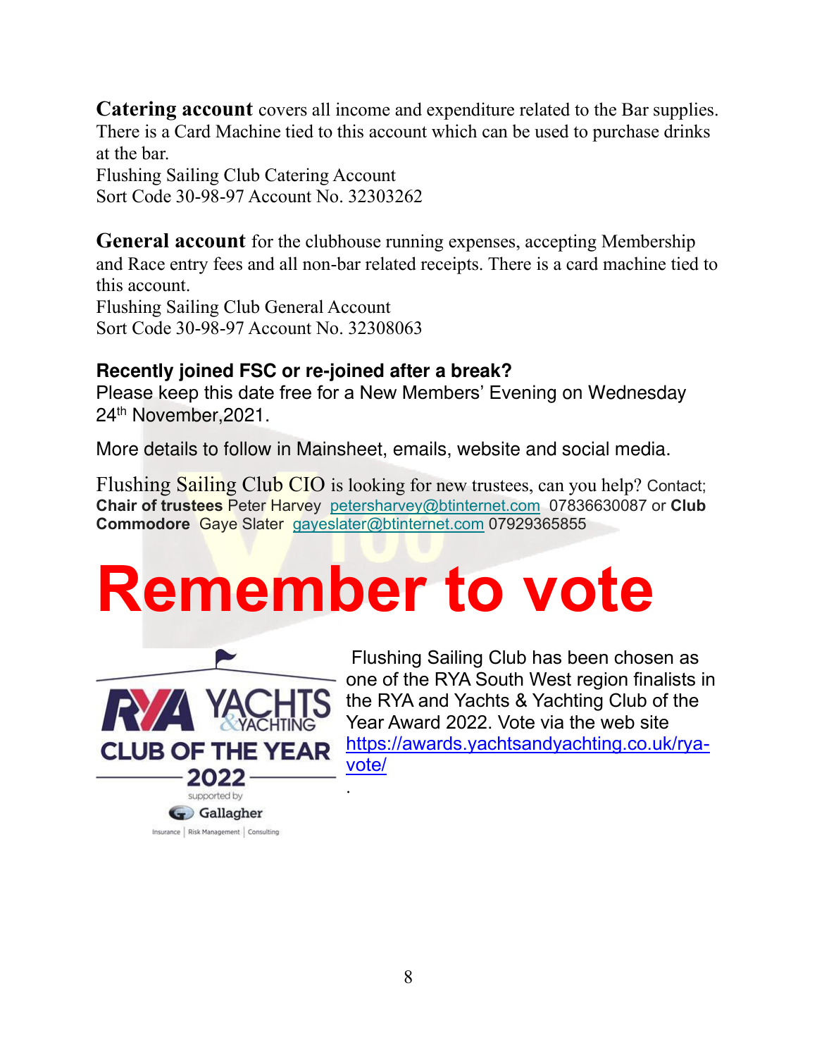**Catering account** covers all income and expenditure related to the Bar supplies. There is a Card Machine tied to this account which can be used to purchase drinks at the bar.
Flushing Sailing Club Catering Account
Sort Code 30-98-97 Account No. 32303262

**General account** for the clubhouse running expenses, accepting Membership and Race entry fees and all non-bar related receipts. There is a card machine tied to this account.
Flushing Sailing Club General Account
Sort Code 30-98-97 Account No. 32308063

**Recently joined FSC or re-joined after a break?**
Please keep this date free for a New Members' Evening on Wednesday 24th November,2021.

More details to follow in Mainsheet, emails, website and social media.

Flushing Sailing Club CIO is looking for new trustees, can you help? Contact; **Chair of trustees** Peter Harvey petersharvey@btinternet.com 07836630087 or **Club Commodore** Gaye Slater gayeslater@btinternet.com 07929365855

# Remember to vote

Flushing Sailing Club has been chosen as one of the RYA South West region finalists in the RYA and Yachts & Yachting Club of the Year Award 2022. Vote via the web site https://awards.yachtsandyachting.co.uk/rya-vote/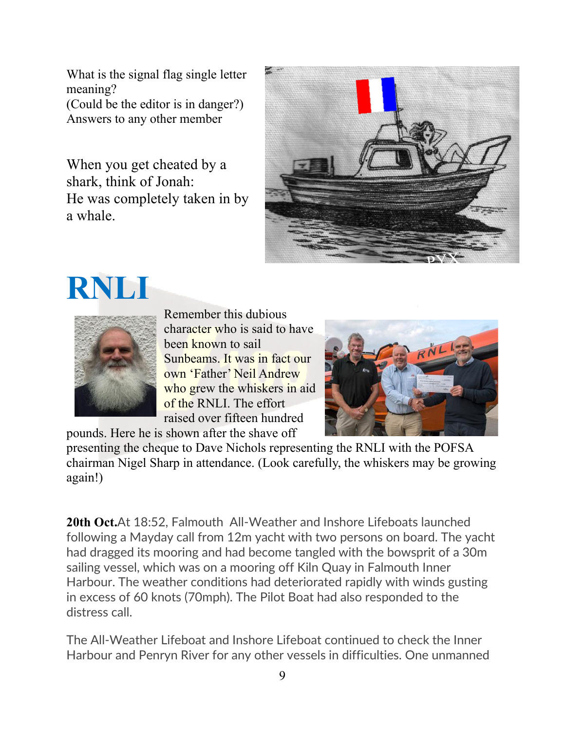What is the signal flag single letter meaning?
(Could be the editor is in danger?)
Answers to any other member

When you get cheated by a shark, think of Jonah:
He was completely taken in by a whale.

# RNLI

Remember this dubious character who is said to have been known to sail Sunbeams. It was in fact our own 'Father' Neil Andrew who grew the whiskers in aid of the RNLI. The effort raised over fifteen hundred pounds. Here he is shown after the shave off presenting the cheque to Dave Nichols representing the RNLI with the POFSA chairman Nigel Sharp in attendance. (Look carefully, the whiskers may be growing again!)

**20th Oct.** At 18:52, Falmouth All-Weather and Inshore Lifeboats launched following a Mayday call from 12m yacht with two persons on board. The yacht had dragged its mooring and had become tangled with the bowsprit of a 30m sailing vessel, which was on a mooring off Kiln Quay in Falmouth Inner Harbour. The weather conditions had deteriorated rapidly with winds gusting in excess of 60 knots (70mph). The Pilot Boat had also responded to the distress call.

The All-Weather Lifeboat and Inshore Lifeboat continued to check the Inner Harbour and Penryn River for any other vessels in difficulties. One unmanned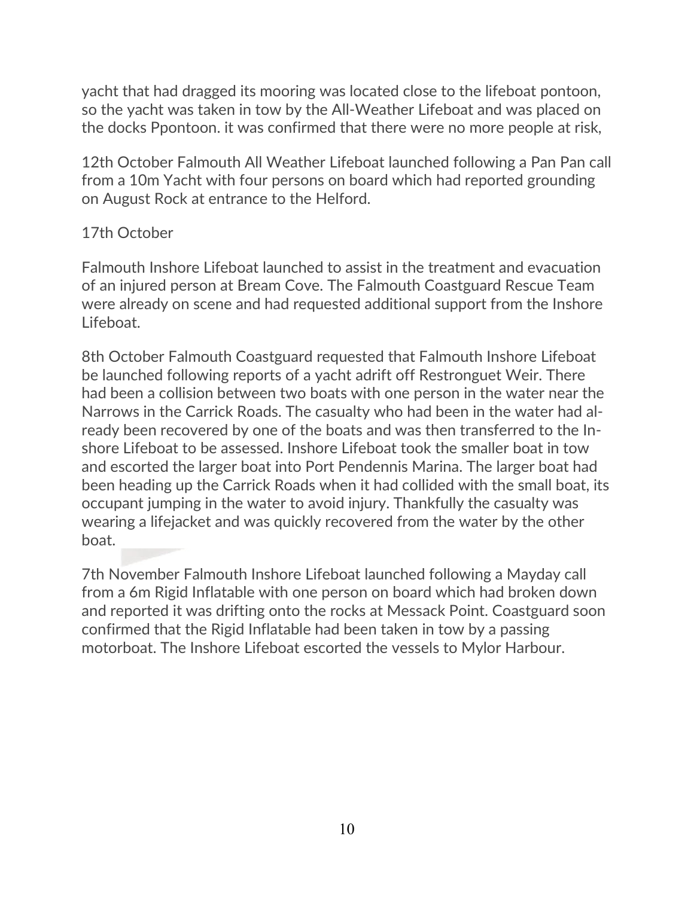yacht that had dragged its mooring was located close to the lifeboat pontoon, so the yacht was taken in tow by the All-Weather Lifeboat and was placed on the docks Ppontoon. it was confirmed that there were no more people at risk,

12th October Falmouth All Weather Lifeboat launched following a Pan Pan call from a 10m Yacht with four persons on board which had reported grounding on August Rock at entrance to the Helford.

17th October

Falmouth Inshore Lifeboat launched to assist in the treatment and evacuation of an injured person at Bream Cove. The Falmouth Coastguard Rescue Team were already on scene and had requested additional support from the Inshore Lifeboat.

8th October Falmouth Coastguard requested that Falmouth Inshore Lifeboat be launched following reports of a yacht adrift off Restronguet Weir. There had been a collision between two boats with one person in the water near the Narrows in the Carrick Roads. The casualty who had been in the water had already been recovered by one of the boats and was then transferred to the Inshore Lifeboat to be assessed. Inshore Lifeboat took the smaller boat in tow and escorted the larger boat into Port Pendennis Marina. The larger boat had been heading up the Carrick Roads when it had collided with the small boat, its occupant jumping in the water to avoid injury. Thankfully the casualty was wearing a lifejacket and was quickly recovered from the water by the other boat.

7th November Falmouth Inshore Lifeboat launched following a Mayday call from a 6m Rigid Inflatable with one person on board which had broken down and reported it was drifting onto the rocks at Messack Point. Coastguard soon confirmed that the Rigid Inflatable had been taken in tow by a passing motorboat. The Inshore Lifeboat escorted the vessels to Mylor Harbour.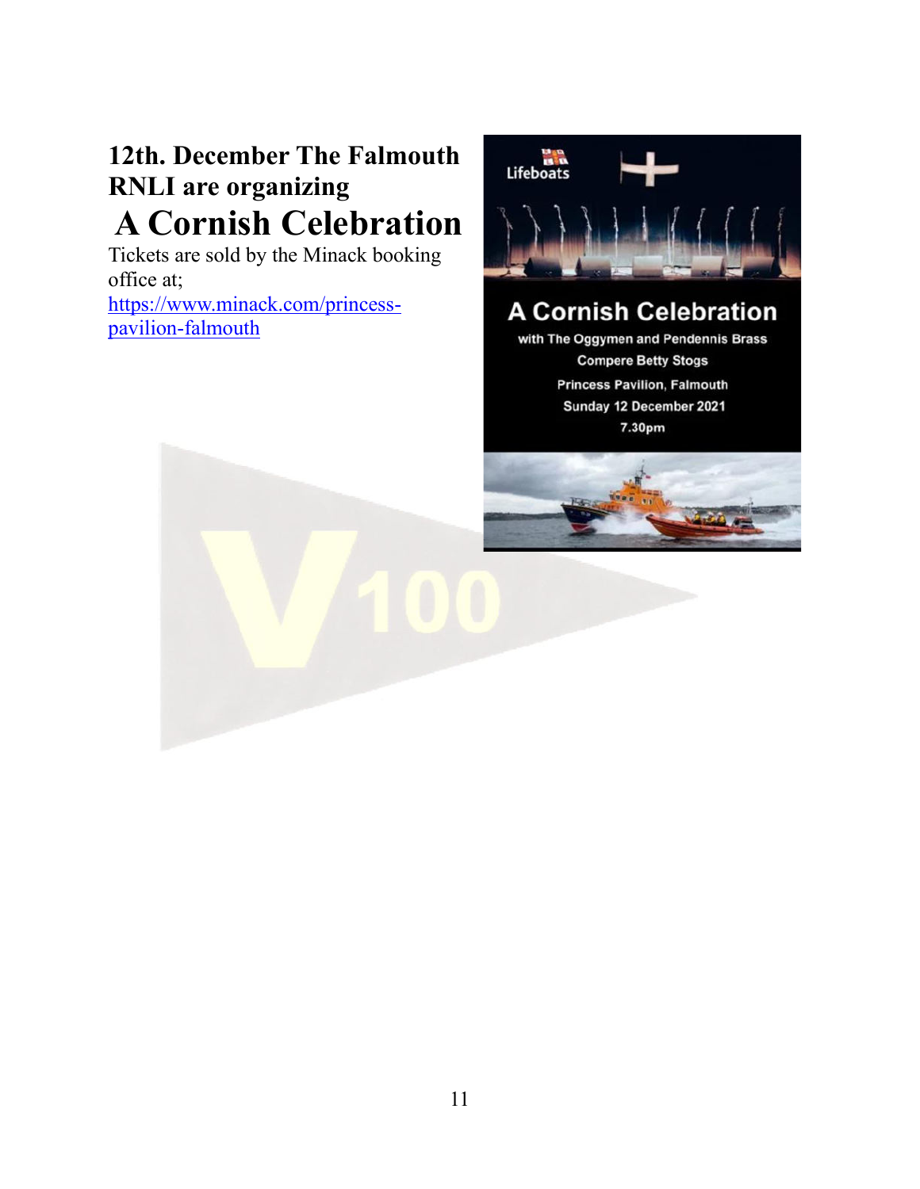**12th. December The Falmouth RNLI are organizing**

# A Cornish Celebration

Tickets are sold by the Minack booking office at;
https://www.minack.com/princess-pavilion-falmouth

Lifeboats

A Cornish Celebration

with The Oggymen and Pendennis Brass

Compere Betty Stogs

Princess Pavilion, Falmouth

Sunday 12 December 2021

7.30pm